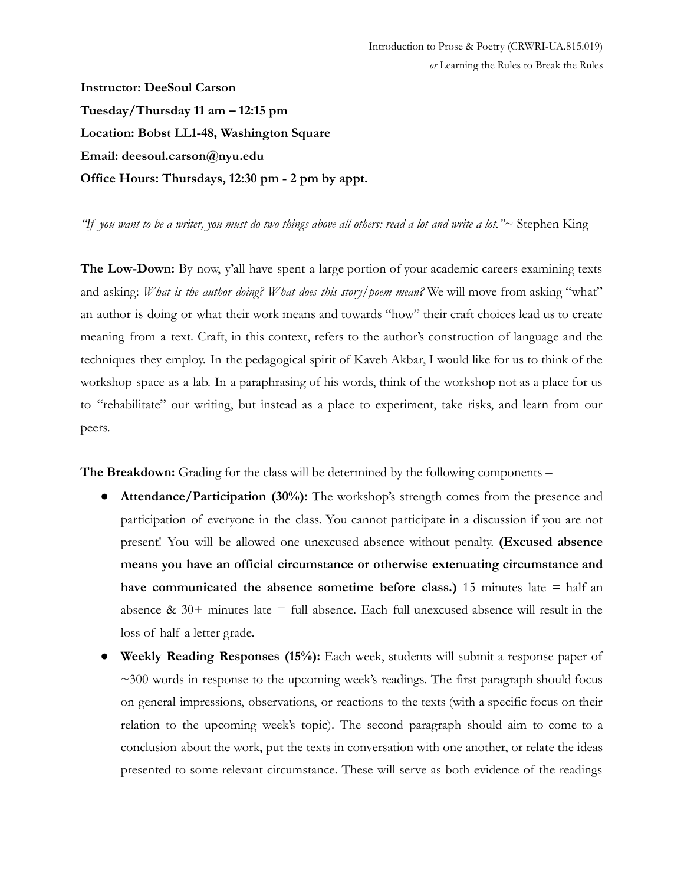Introduction to Prose & Poetry (CRWRI-UA.815.019)
*or* Learning the Rules to Break the Rules

**Instructor: DeeSoul Carson**
**Tuesday/Thursday 11 am – 12:15 pm**
**Location: Bobst LL1-48, Washington Square**
**Email: deesoul.carson@nyu.edu**
**Office Hours: Thursdays, 12:30 pm - 2 pm by appt.**

*"If you want to be a writer, you must do two things above all others: read a lot and write a lot."*~ Stephen King

**The Low-Down:** By now, y'all have spent a large portion of your academic careers examining texts and asking: *What is the author doing? What does this story/poem mean?* We will move from asking "what" an author is doing or what their work means and towards "how" their craft choices lead us to create meaning from a text. Craft, in this context, refers to the author's construction of language and the techniques they employ. In the pedagogical spirit of Kaveh Akbar, I would like for us to think of the workshop space as a lab. In a paraphrasing of his words, think of the workshop not as a place for us to "rehabilitate" our writing, but instead as a place to experiment, take risks, and learn from our peers.

**The Breakdown:** Grading for the class will be determined by the following components –

- **Attendance/Participation (30%):** The workshop's strength comes from the presence and participation of everyone in the class. You cannot participate in a discussion if you are not present! You will be allowed one unexcused absence without penalty. **(Excused absence means you have an official circumstance or otherwise extenuating circumstance and have communicated the absence sometime before class.)** 15 minutes late = half an absence & 30+ minutes late = full absence. Each full unexcused absence will result in the loss of half a letter grade.
- **Weekly Reading Responses (15%):** Each week, students will submit a response paper of ~300 words in response to the upcoming week's readings. The first paragraph should focus on general impressions, observations, or reactions to the texts (with a specific focus on their relation to the upcoming week's topic). The second paragraph should aim to come to a conclusion about the work, put the texts in conversation with one another, or relate the ideas presented to some relevant circumstance. These will serve as both evidence of the readings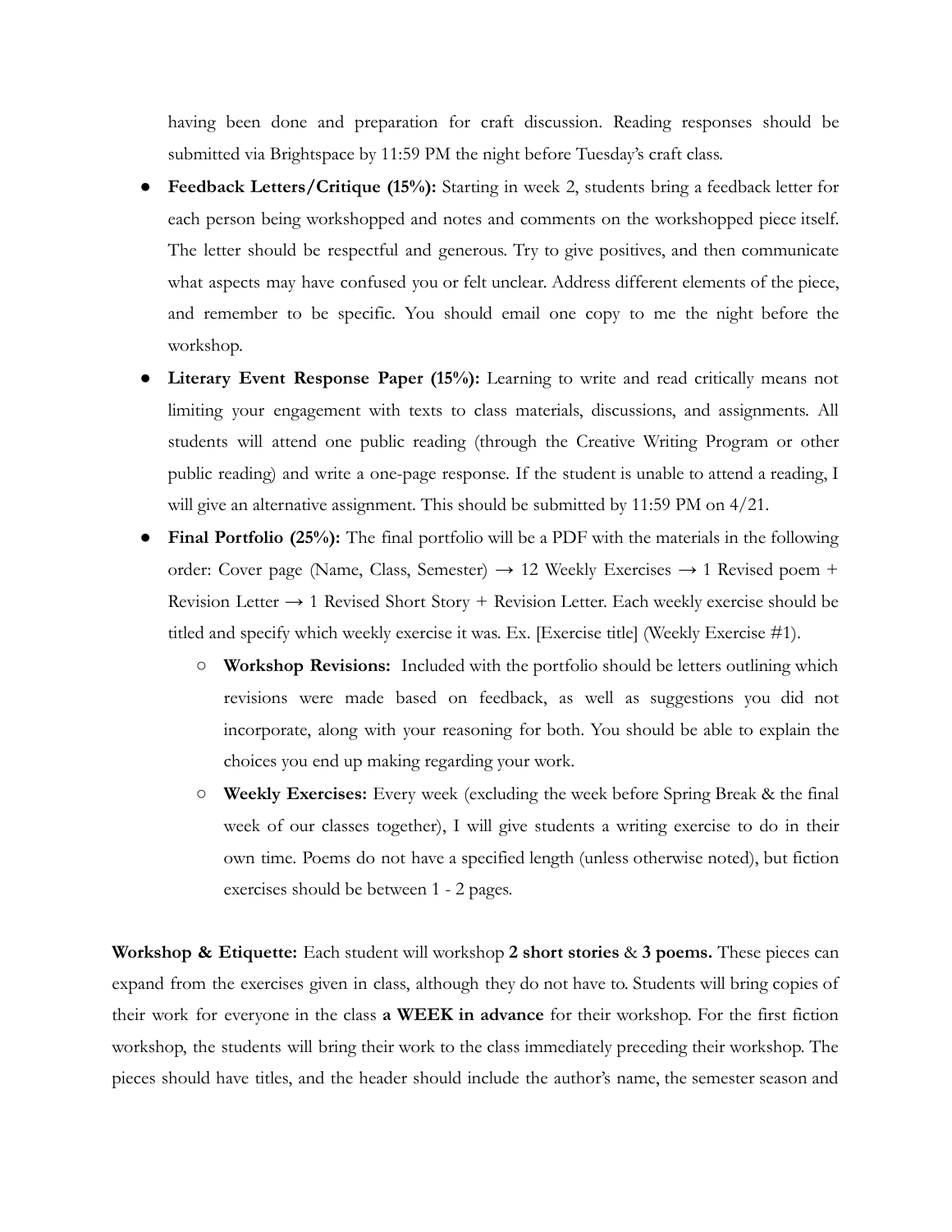having been done and preparation for craft discussion. Reading responses should be submitted via Brightspace by 11:59 PM the night before Tuesday's craft class.

- **Feedback Letters/Critique (15%):** Starting in week 2, students bring a feedback letter for each person being workshopped and notes and comments on the workshopped piece itself. The letter should be respectful and generous. Try to give positives, and then communicate what aspects may have confused you or felt unclear. Address different elements of the piece, and remember to be specific. You should email one copy to me the night before the workshop.
- **Literary Event Response Paper (15%):** Learning to write and read critically means not limiting your engagement with texts to class materials, discussions, and assignments. All students will attend one public reading (through the Creative Writing Program or other public reading) and write a one-page response. If the student is unable to attend a reading, I will give an alternative assignment. This should be submitted by 11:59 PM on 4/21.
- **Final Portfolio (25%):** The final portfolio will be a PDF with the materials in the following order: Cover page (Name, Class, Semester) → 12 Weekly Exercises → 1 Revised poem + Revision Letter → 1 Revised Short Story + Revision Letter. Each weekly exercise should be titled and specify which weekly exercise it was. Ex. [Exercise title] (Weekly Exercise #1).
    - **Workshop Revisions:** Included with the portfolio should be letters outlining which revisions were made based on feedback, as well as suggestions you did not incorporate, along with your reasoning for both. You should be able to explain the choices you end up making regarding your work.
    - **Weekly Exercises:** Every week (excluding the week before Spring Break & the final week of our classes together), I will give students a writing exercise to do in their own time. Poems do not have a specified length (unless otherwise noted), but fiction exercises should be between 1 - 2 pages.

**Workshop & Etiquette:** Each student will workshop **2 short stories** & **3 poems.** These pieces can expand from the exercises given in class, although they do not have to. Students will bring copies of their work for everyone in the class **a WEEK in advance** for their workshop. For the first fiction workshop, the students will bring their work to the class immediately preceding their workshop. The pieces should have titles, and the header should include the author's name, the semester season and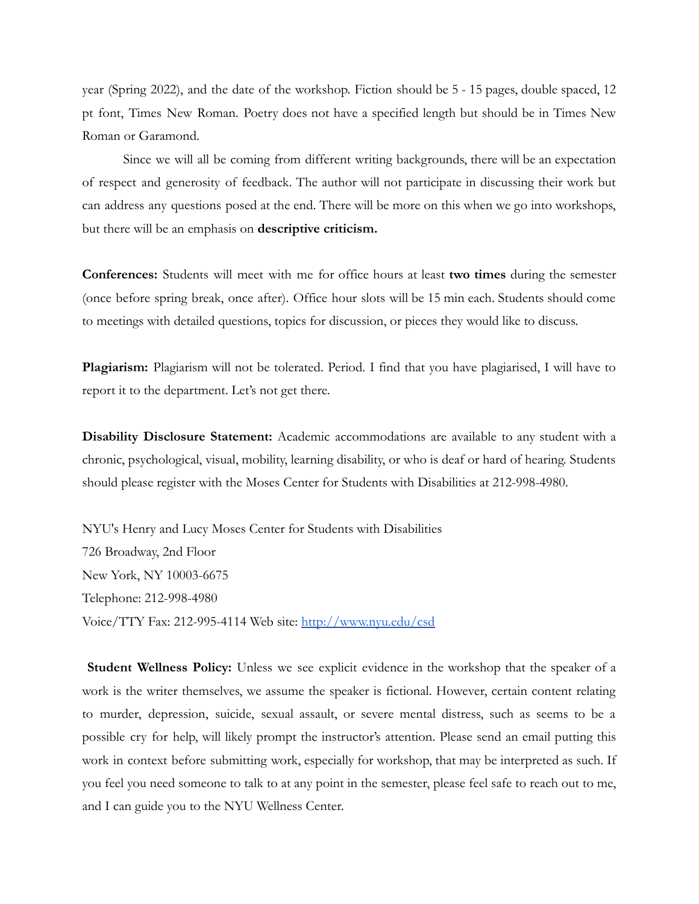year (Spring 2022), and the date of the workshop. Fiction should be 5 - 15 pages, double spaced, 12 pt font, Times New Roman. Poetry does not have a specified length but should be in Times New Roman or Garamond.

Since we will all be coming from different writing backgrounds, there will be an expectation of respect and generosity of feedback. The author will not participate in discussing their work but can address any questions posed at the end. There will be more on this when we go into workshops, but there will be an emphasis on **descriptive criticism.**

**Conferences:** Students will meet with me for office hours at least **two times** during the semester (once before spring break, once after). Office hour slots will be 15 min each. Students should come to meetings with detailed questions, topics for discussion, or pieces they would like to discuss.

**Plagiarism:** Plagiarism will not be tolerated. Period. I find that you have plagiarised, I will have to report it to the department. Let's not get there.

**Disability Disclosure Statement:** Academic accommodations are available to any student with a chronic, psychological, visual, mobility, learning disability, or who is deaf or hard of hearing. Students should please register with the Moses Center for Students with Disabilities at 212-998-4980.

NYU's Henry and Lucy Moses Center for Students with Disabilities
726 Broadway, 2nd Floor
New York, NY 10003-6675
Telephone: 212-998-4980
Voice/TTY Fax: 212-995-4114 Web site: [http://www.nyu.edu/csd](http://www.nyu.edu/csd)

**Student Wellness Policy:** Unless we see explicit evidence in the workshop that the speaker of a work is the writer themselves, we assume the speaker is fictional. However, certain content relating to murder, depression, suicide, sexual assault, or severe mental distress, such as seems to be a possible cry for help, will likely prompt the instructor's attention. Please send an email putting this work in context before submitting work, especially for workshop, that may be interpreted as such. If you feel you need someone to talk to at any point in the semester, please feel safe to reach out to me, and I can guide you to the NYU Wellness Center.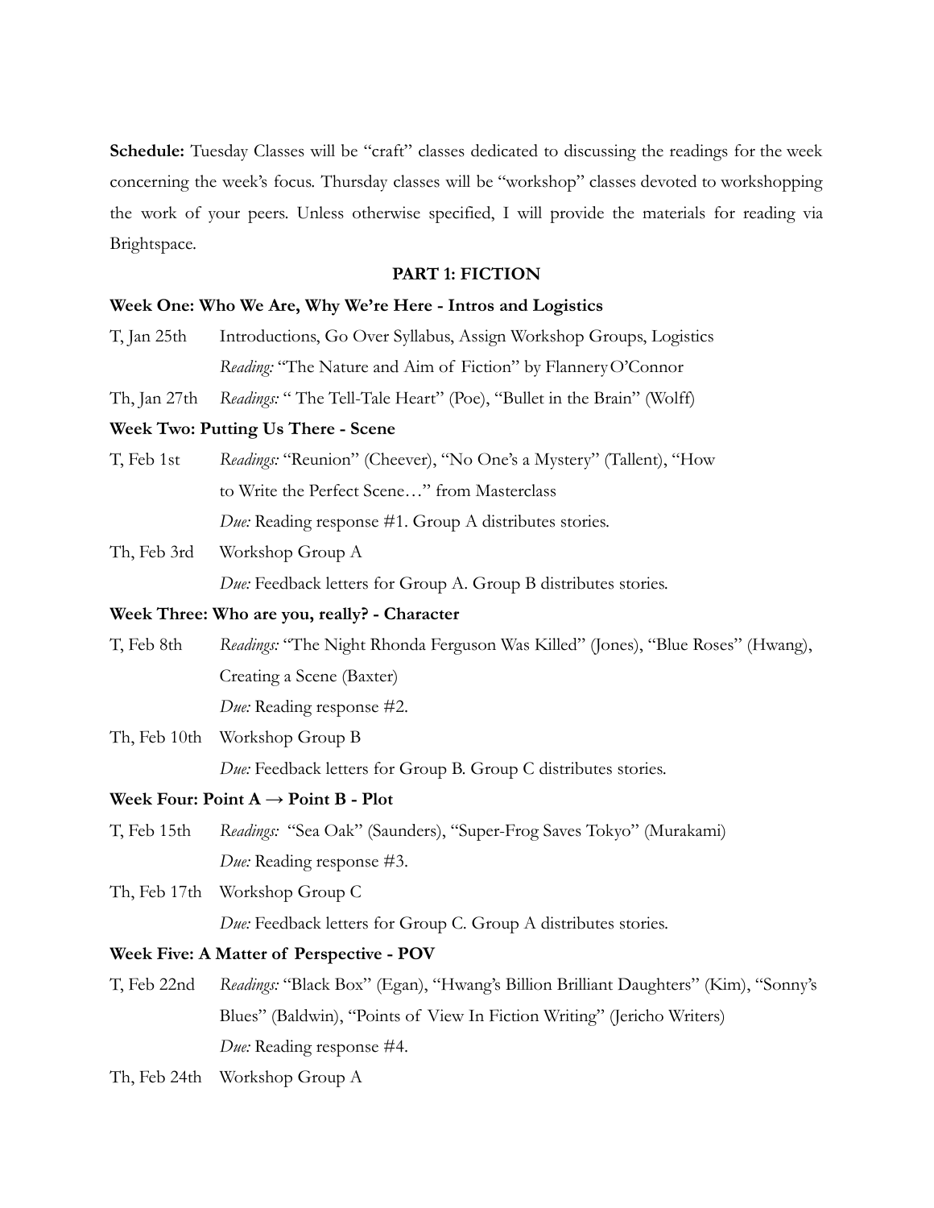**Schedule:** Tuesday Classes will be "craft" classes dedicated to discussing the readings for the week concerning the week's focus. Thursday classes will be "workshop" classes devoted to workshopping the work of your peers. Unless otherwise specified, I will provide the materials for reading via Brightspace.

## PART 1: FICTION

### Week One: Who We Are, Why We're Here - Intros and Logistics

T, Jan 25th — Introductions, Go Over Syllabus, Assign Workshop Groups, Logistics
*Reading:* "The Nature and Aim of Fiction" by Flannery O'Connor

Th, Jan 27th — *Readings:* " The Tell-Tale Heart" (Poe), "Bullet in the Brain" (Wolff)

### Week Two: Putting Us There - Scene

T, Feb 1st — *Readings:* "Reunion" (Cheever), "No One's a Mystery" (Tallent), "How to Write the Perfect Scene…" from Masterclass
*Due:* Reading response #1. Group A distributes stories.

Th, Feb 3rd — Workshop Group A
*Due:* Feedback letters for Group A. Group B distributes stories.

### Week Three: Who are you, really? - Character

T, Feb 8th — *Readings:* "The Night Rhonda Ferguson Was Killed" (Jones), "Blue Roses" (Hwang), Creating a Scene (Baxter)
*Due:* Reading response #2.

Th, Feb 10th — Workshop Group B
*Due:* Feedback letters for Group B. Group C distributes stories.

### Week Four: Point A → Point B - Plot

T, Feb 15th — *Readings:* "Sea Oak" (Saunders), "Super-Frog Saves Tokyo" (Murakami)
*Due:* Reading response #3.

Th, Feb 17th — Workshop Group C
*Due:* Feedback letters for Group C. Group A distributes stories.

### Week Five: A Matter of Perspective - POV

T, Feb 22nd — *Readings:* "Black Box" (Egan), "Hwang's Billion Brilliant Daughters" (Kim), "Sonny's Blues" (Baldwin), "Points of View In Fiction Writing" (Jericho Writers)
*Due:* Reading response #4.

Th, Feb 24th — Workshop Group A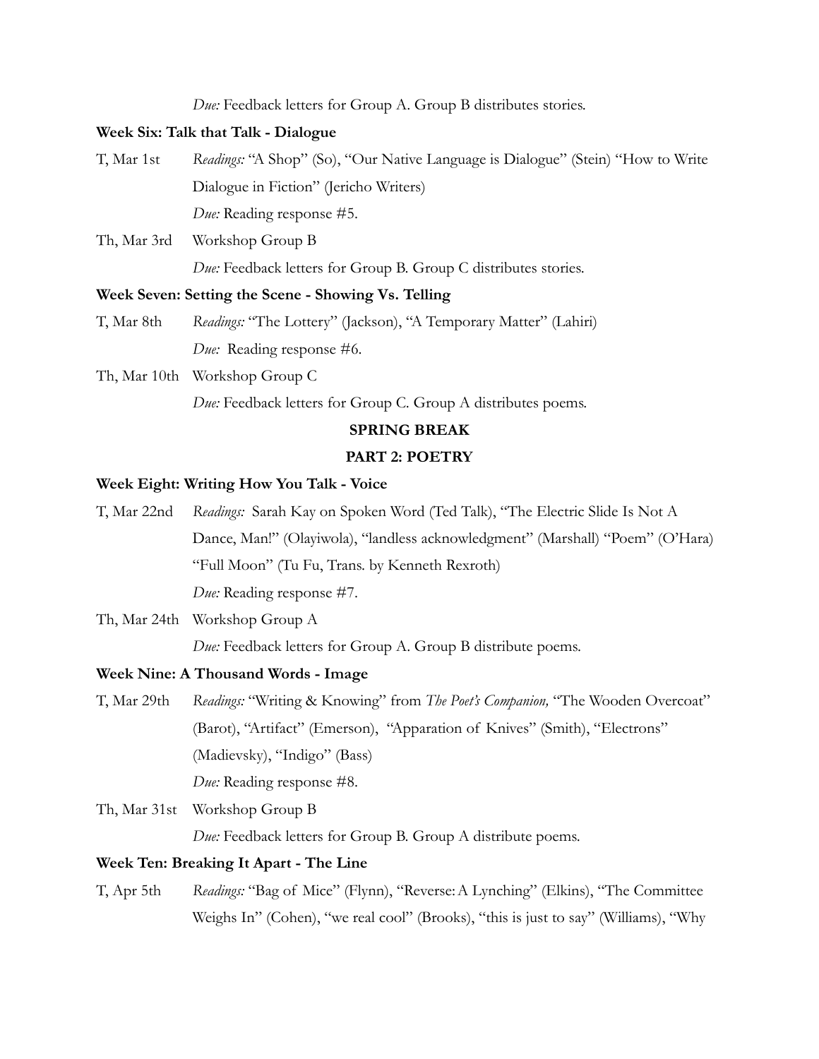*Due:* Feedback letters for Group A. Group B distributes stories.

**Week Six: Talk that Talk - Dialogue**

T, Mar 1st — *Readings:* "A Shop" (So), "Our Native Language is Dialogue" (Stein) "How to Write Dialogue in Fiction" (Jericho Writers)

*Due:* Reading response #5.

Th, Mar 3rd — Workshop Group B

*Due:* Feedback letters for Group B. Group C distributes stories.

**Week Seven: Setting the Scene - Showing Vs. Telling**

T, Mar 8th — *Readings:* "The Lottery" (Jackson), "A Temporary Matter" (Lahiri)

*Due:* Reading response #6.

Th, Mar 10th — Workshop Group C

*Due:* Feedback letters for Group C. Group A distributes poems.

**SPRING BREAK**

**PART 2: POETRY**

**Week Eight: Writing How You Talk - Voice**

T, Mar 22nd — *Readings:* Sarah Kay on Spoken Word (Ted Talk), "The Electric Slide Is Not A Dance, Man!" (Olayiwola), "landless acknowledgment" (Marshall) "Poem" (O'Hara) "Full Moon" (Tu Fu, Trans. by Kenneth Rexroth)

*Due:* Reading response #7.

Th, Mar 24th — Workshop Group A

*Due:* Feedback letters for Group A. Group B distribute poems.

**Week Nine: A Thousand Words - Image**

T, Mar 29th — *Readings:* "Writing & Knowing" from *The Poet's Companion,* "The Wooden Overcoat" (Barot), "Artifact" (Emerson), "Apparation of Knives" (Smith), "Electrons" (Madievsky), "Indigo" (Bass)

*Due:* Reading response #8.

Th, Mar 31st — Workshop Group B

*Due:* Feedback letters for Group B. Group A distribute poems.

**Week Ten: Breaking It Apart - The Line**

T, Apr 5th — *Readings:* "Bag of Mice" (Flynn), "Reverse: A Lynching" (Elkins), "The Committee Weighs In" (Cohen), "we real cool" (Brooks), "this is just to say" (Williams), "Why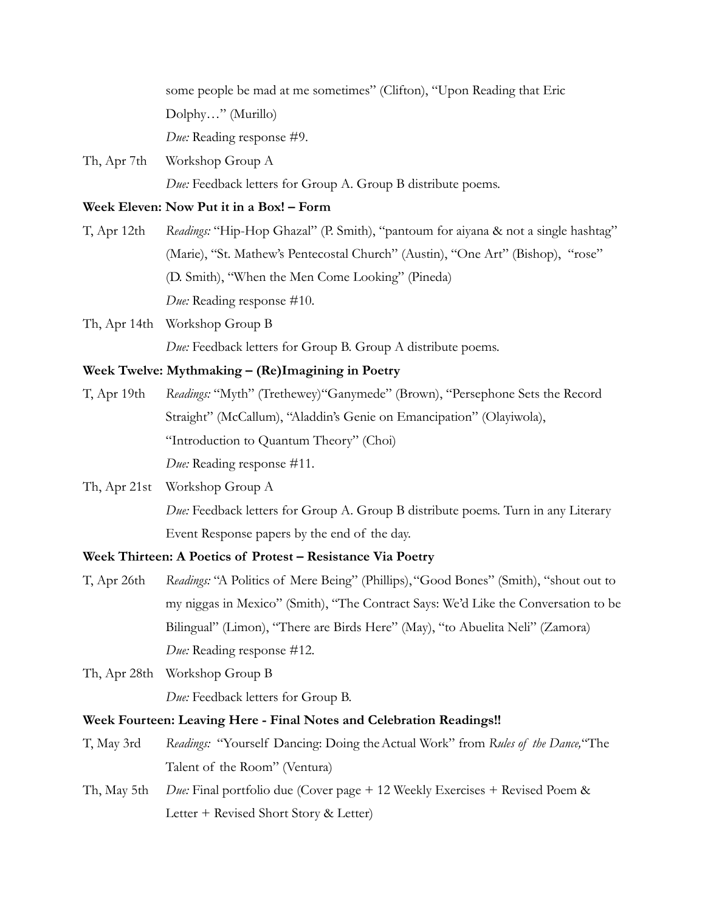some people be mad at me sometimes" (Clifton), "Upon Reading that Eric Dolphy…" (Murillo)

*Due:* Reading response #9.

Th, Apr 7th  Workshop Group A

*Due:* Feedback letters for Group A. Group B distribute poems.

**Week Eleven: Now Put it in a Box! – Form**

T, Apr 12th  *Readings:* "Hip-Hop Ghazal" (P. Smith), "pantoum for aiyana & not a single hashtag" (Marie), "St. Mathew's Pentecostal Church" (Austin), "One Art" (Bishop), "rose" (D. Smith), "When the Men Come Looking" (Pineda)

*Due:* Reading response #10.

Th, Apr 14th  Workshop Group B

*Due:* Feedback letters for Group B. Group A distribute poems.

**Week Twelve: Mythmaking – (Re)Imagining in Poetry**

T, Apr 19th  *Readings:* "Myth" (Trethewey)"Ganymede" (Brown), "Persephone Sets the Record Straight" (McCallum), "Aladdin's Genie on Emancipation" (Olayiwola), "Introduction to Quantum Theory" (Choi)

*Due:* Reading response #11.

Th, Apr 21st  Workshop Group A

*Due:* Feedback letters for Group A. Group B distribute poems. Turn in any Literary Event Response papers by the end of the day.

**Week Thirteen: A Poetics of Protest – Resistance Via Poetry**

T, Apr 26th  *Readings:* "A Politics of Mere Being" (Phillips), "Good Bones" (Smith), "shout out to my niggas in Mexico" (Smith), "The Contract Says: We'd Like the Conversation to be Bilingual" (Limon), "There are Birds Here" (May), "to Abuelita Neli" (Zamora)

*Due:* Reading response #12.

Th, Apr 28th  Workshop Group B

*Due:* Feedback letters for Group B.

**Week Fourteen: Leaving Here - Final Notes and Celebration Readings!!**

T, May 3rd  *Readings:* "Yourself Dancing: Doing the Actual Work" from *Rules of the Dance,*"The Talent of the Room" (Ventura)

Th, May 5th  *Due:* Final portfolio due (Cover page + 12 Weekly Exercises + Revised Poem & Letter + Revised Short Story & Letter)